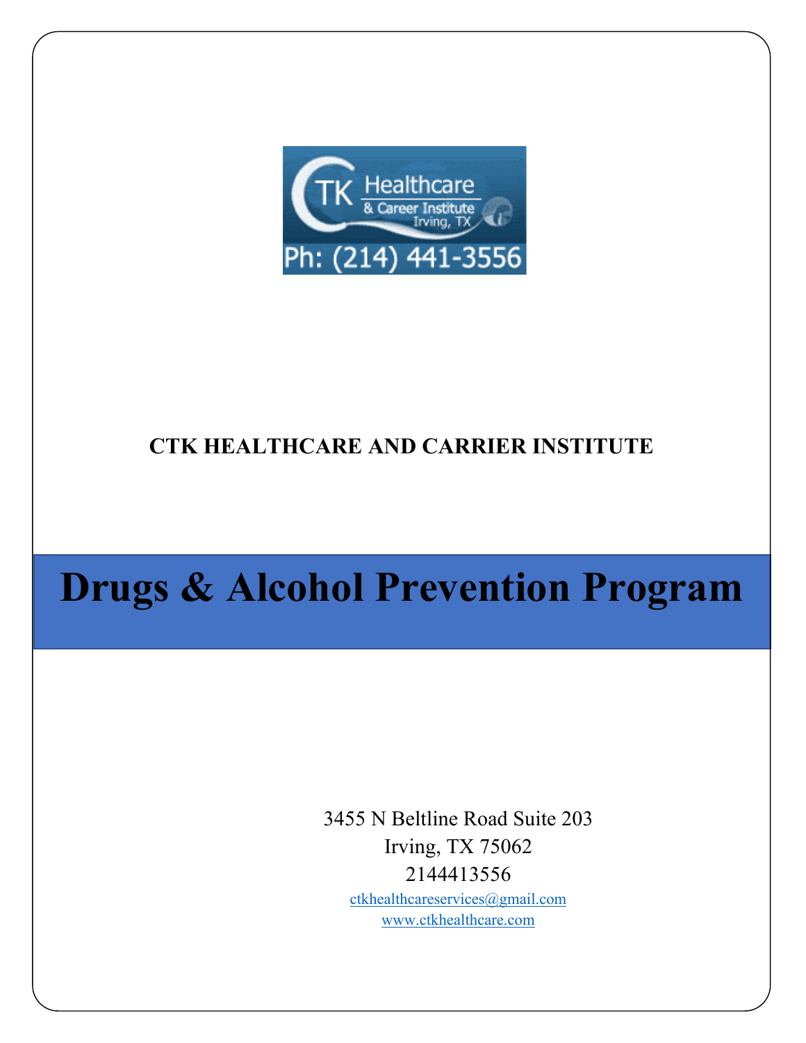**CTK HEALTHCARE AND CARRIER INSTITUTE**

# Drugs & Alcohol Prevention Program

3455 N Beltline Road Suite 203
Irving, TX 75062
2144413556
ctkhealthcareservices@gmail.com
www.ctkhealthcare.com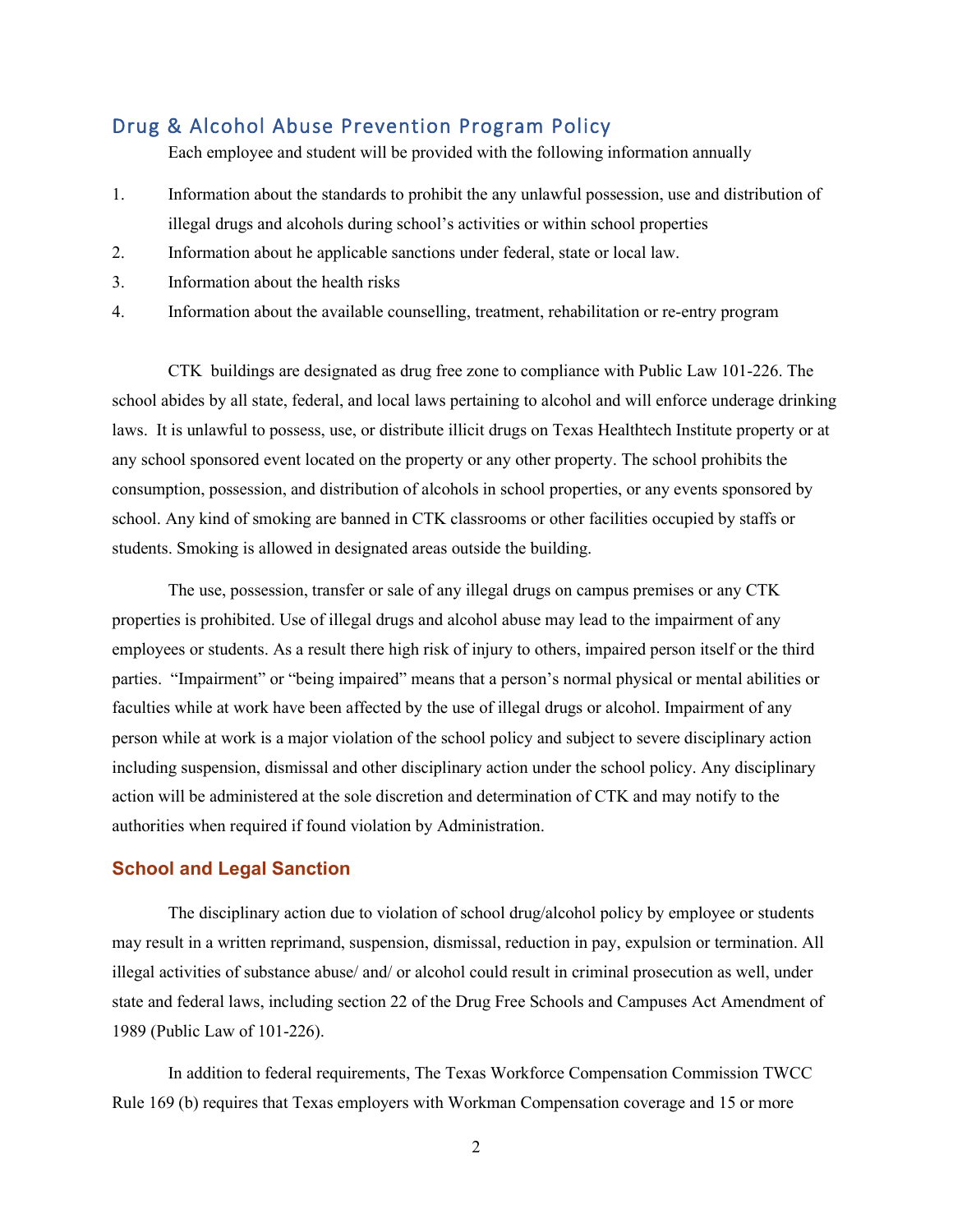## Drug & Alcohol Abuse Prevention Program Policy

Each employee and student will be provided with the following information annually

1. Information about the standards to prohibit the any unlawful possession, use and distribution of illegal drugs and alcohols during school's activities or within school properties
2. Information about he applicable sanctions under federal, state or local law.
3. Information about the health risks
4. Information about the available counselling, treatment, rehabilitation or re-entry program

CTK buildings are designated as drug free zone to compliance with Public Law 101-226. The school abides by all state, federal, and local laws pertaining to alcohol and will enforce underage drinking laws. It is unlawful to possess, use, or distribute illicit drugs on Texas Healthtech Institute property or at any school sponsored event located on the property or any other property. The school prohibits the consumption, possession, and distribution of alcohols in school properties, or any events sponsored by school. Any kind of smoking are banned in CTK classrooms or other facilities occupied by staffs or students. Smoking is allowed in designated areas outside the building.

The use, possession, transfer or sale of any illegal drugs on campus premises or any CTK properties is prohibited. Use of illegal drugs and alcohol abuse may lead to the impairment of any employees or students. As a result there high risk of injury to others, impaired person itself or the third parties. "Impairment" or "being impaired" means that a person's normal physical or mental abilities or faculties while at work have been affected by the use of illegal drugs or alcohol. Impairment of any person while at work is a major violation of the school policy and subject to severe disciplinary action including suspension, dismissal and other disciplinary action under the school policy. Any disciplinary action will be administered at the sole discretion and determination of CTK and may notify to the authorities when required if found violation by Administration.

### School and Legal Sanction

The disciplinary action due to violation of school drug/alcohol policy by employee or students may result in a written reprimand, suspension, dismissal, reduction in pay, expulsion or termination. All illegal activities of substance abuse/ and/ or alcohol could result in criminal prosecution as well, under state and federal laws, including section 22 of the Drug Free Schools and Campuses Act Amendment of 1989 (Public Law of 101-226).

In addition to federal requirements, The Texas Workforce Compensation Commission TWCC Rule 169 (b) requires that Texas employers with Workman Compensation coverage and 15 or more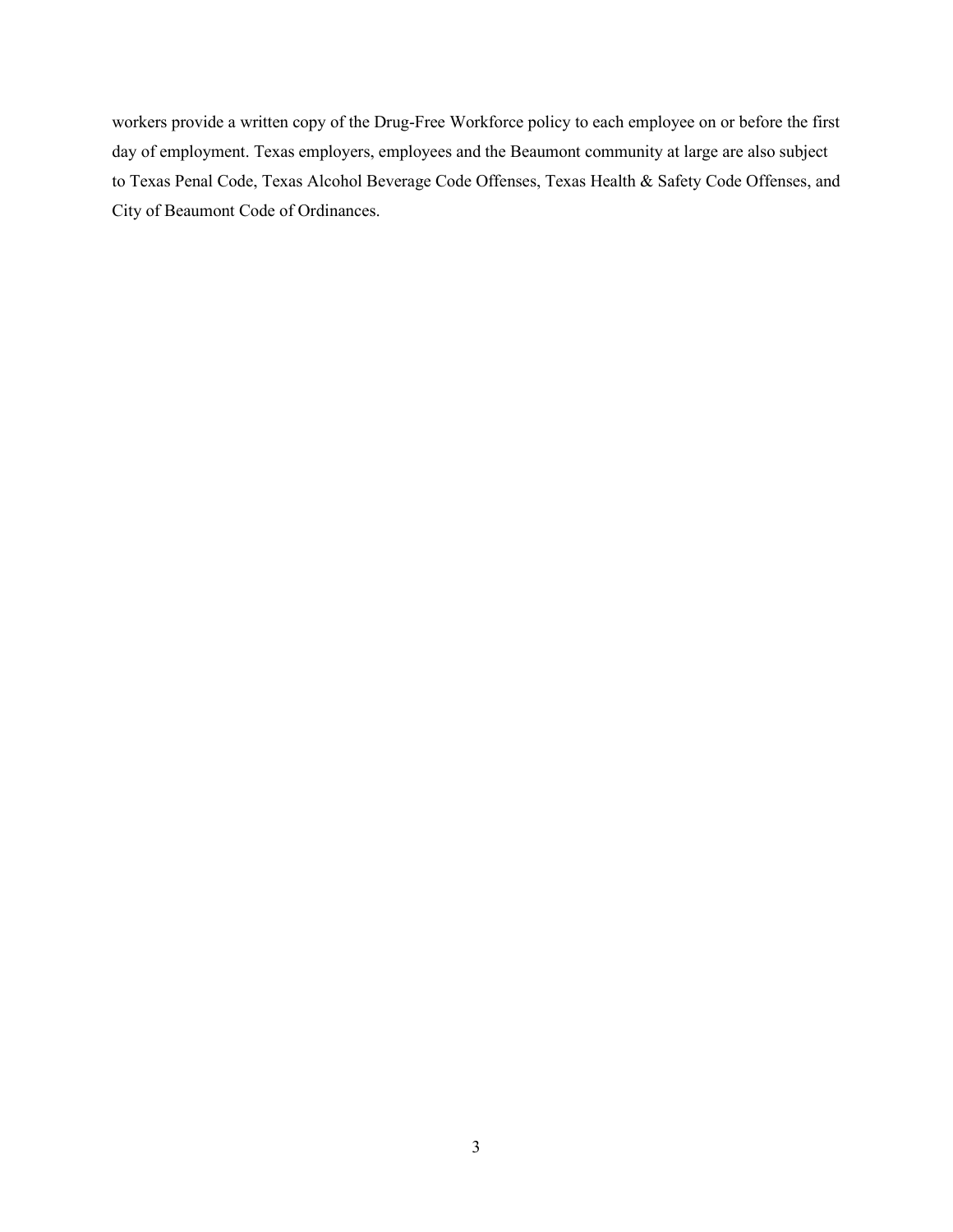workers provide a written copy of the Drug-Free Workforce policy to each employee on or before the first day of employment. Texas employers, employees and the Beaumont community at large are also subject to Texas Penal Code, Texas Alcohol Beverage Code Offenses, Texas Health & Safety Code Offenses, and City of Beaumont Code of Ordinances.